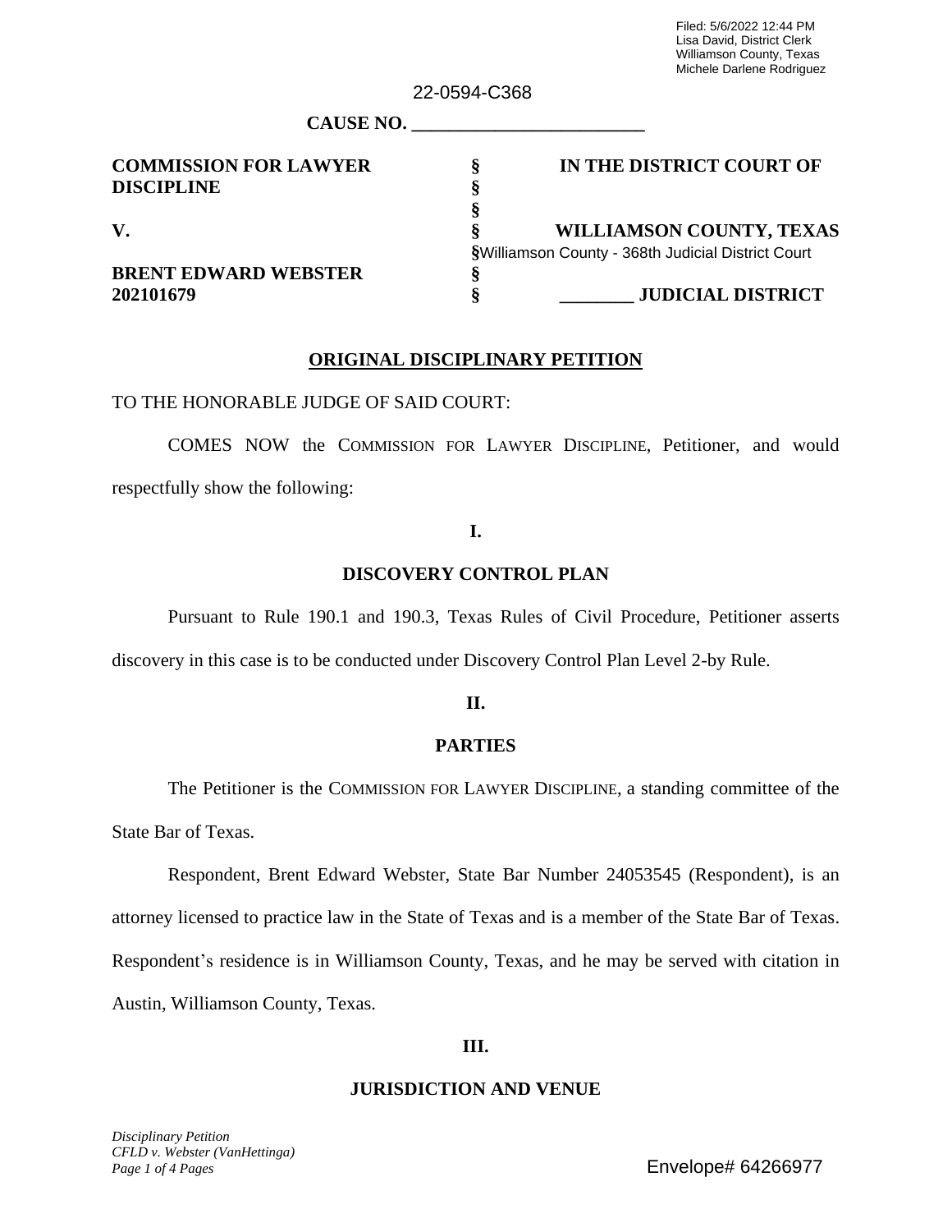Filed: 5/6/2022 12:44 PM
Lisa David, District Clerk
Williamson County, Texas
Michele Darlene Rodriguez

22-0594-C368

**CAUSE NO. ________________________**

| | | |
|---|---|---|
| **COMMISSION FOR LAWYER DISCIPLINE** | **§** | **IN THE DISTRICT COURT OF** |
| | **§** | |
| | **§** | |
| **V.** | **§** | **WILLIAMSON COUNTY, TEXAS** |
| | **§** | Williamson County - 368th Judicial District Court |
| **BRENT EDWARD WEBSTER** | **§** | |
| **202101679** | **§** | **________ JUDICIAL DISTRICT** |

## ORIGINAL DISCIPLINARY PETITION

TO THE HONORABLE JUDGE OF SAID COURT:

COMES NOW the COMMISSION FOR LAWYER DISCIPLINE, Petitioner, and would respectfully show the following:

### I.

### DISCOVERY CONTROL PLAN

Pursuant to Rule 190.1 and 190.3, Texas Rules of Civil Procedure, Petitioner asserts discovery in this case is to be conducted under Discovery Control Plan Level 2-by Rule.

### II.

### PARTIES

The Petitioner is the COMMISSION FOR LAWYER DISCIPLINE, a standing committee of the State Bar of Texas.

Respondent, Brent Edward Webster, State Bar Number 24053545 (Respondent), is an attorney licensed to practice law in the State of Texas and is a member of the State Bar of Texas. Respondent's residence is in Williamson County, Texas, and he may be served with citation in Austin, Williamson County, Texas.

### III.

### JURISDICTION AND VENUE

*Disciplinary Petition*
*CFLD v. Webster (VanHettinga)*

Envelope# 64266977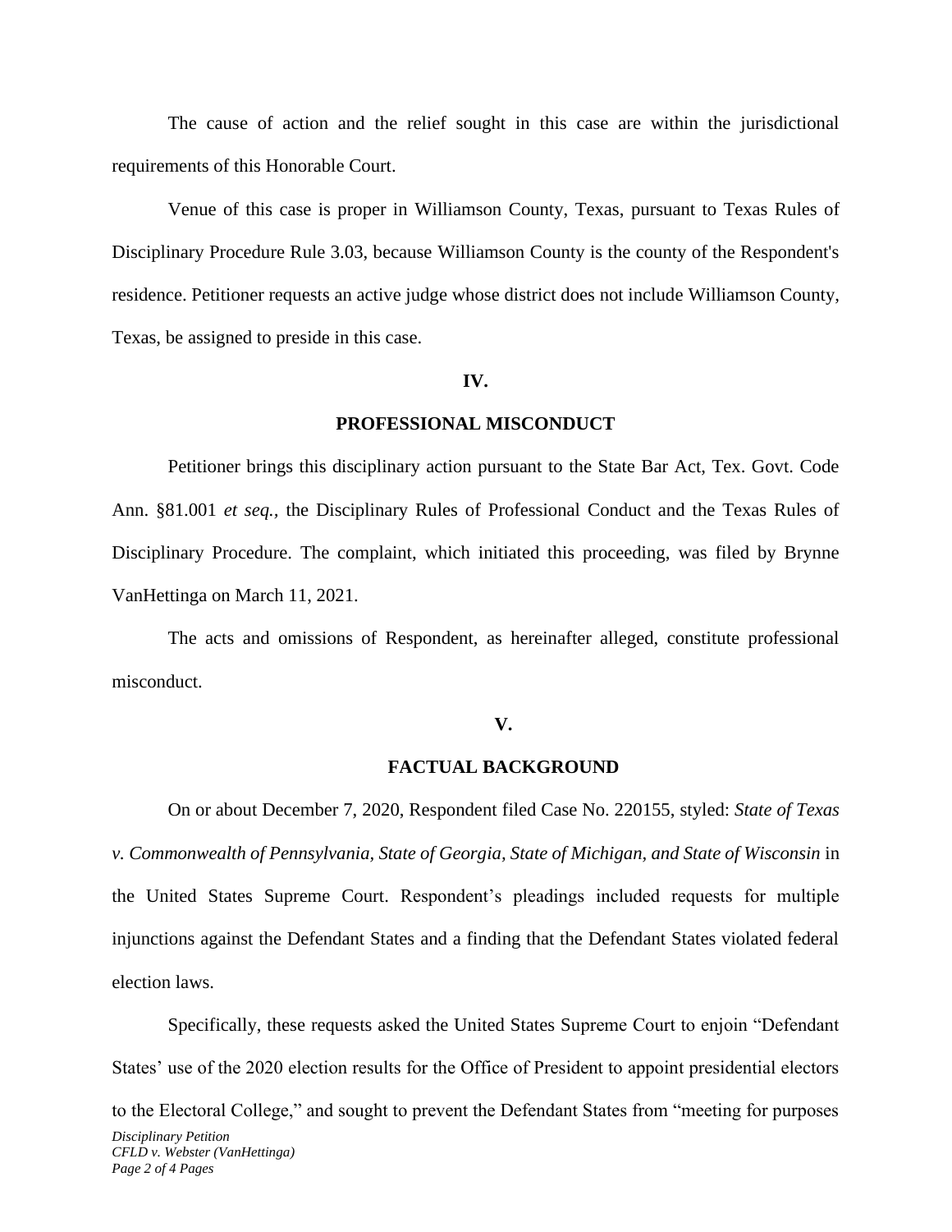The cause of action and the relief sought in this case are within the jurisdictional requirements of this Honorable Court.

Venue of this case is proper in Williamson County, Texas, pursuant to Texas Rules of Disciplinary Procedure Rule 3.03, because Williamson County is the county of the Respondent's residence. Petitioner requests an active judge whose district does not include Williamson County, Texas, be assigned to preside in this case.

## IV.

## PROFESSIONAL MISCONDUCT

Petitioner brings this disciplinary action pursuant to the State Bar Act, Tex. Govt. Code Ann. §81.001 *et seq.*, the Disciplinary Rules of Professional Conduct and the Texas Rules of Disciplinary Procedure. The complaint, which initiated this proceeding, was filed by Brynne VanHettinga on March 11, 2021.

The acts and omissions of Respondent, as hereinafter alleged, constitute professional misconduct.

## V.

## FACTUAL BACKGROUND

On or about December 7, 2020, Respondent filed Case No. 220155, styled: *State of Texas v. Commonwealth of Pennsylvania, State of Georgia, State of Michigan, and State of Wisconsin* in the United States Supreme Court. Respondent's pleadings included requests for multiple injunctions against the Defendant States and a finding that the Defendant States violated federal election laws.

Specifically, these requests asked the United States Supreme Court to enjoin "Defendant States' use of the 2020 election results for the Office of President to appoint presidential electors to the Electoral College," and sought to prevent the Defendant States from "meeting for purposes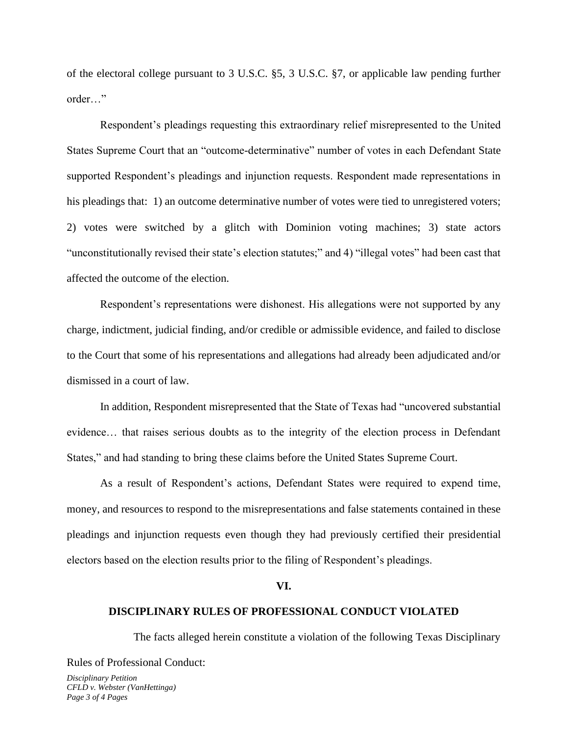of the electoral college pursuant to 3 U.S.C. §5, 3 U.S.C. §7, or applicable law pending further order…"

Respondent's pleadings requesting this extraordinary relief misrepresented to the United States Supreme Court that an "outcome-determinative" number of votes in each Defendant State supported Respondent's pleadings and injunction requests. Respondent made representations in his pleadings that: 1) an outcome determinative number of votes were tied to unregistered voters; 2) votes were switched by a glitch with Dominion voting machines; 3) state actors "unconstitutionally revised their state's election statutes;" and 4) "illegal votes" had been cast that affected the outcome of the election.

Respondent's representations were dishonest. His allegations were not supported by any charge, indictment, judicial finding, and/or credible or admissible evidence, and failed to disclose to the Court that some of his representations and allegations had already been adjudicated and/or dismissed in a court of law.

In addition, Respondent misrepresented that the State of Texas had "uncovered substantial evidence… that raises serious doubts as to the integrity of the election process in Defendant States," and had standing to bring these claims before the United States Supreme Court.

As a result of Respondent's actions, Defendant States were required to expend time, money, and resources to respond to the misrepresentations and false statements contained in these pleadings and injunction requests even though they had previously certified their presidential electors based on the election results prior to the filing of Respondent's pleadings.

## VI.

## DISCIPLINARY RULES OF PROFESSIONAL CONDUCT VIOLATED

The facts alleged herein constitute a violation of the following Texas Disciplinary Rules of Professional Conduct: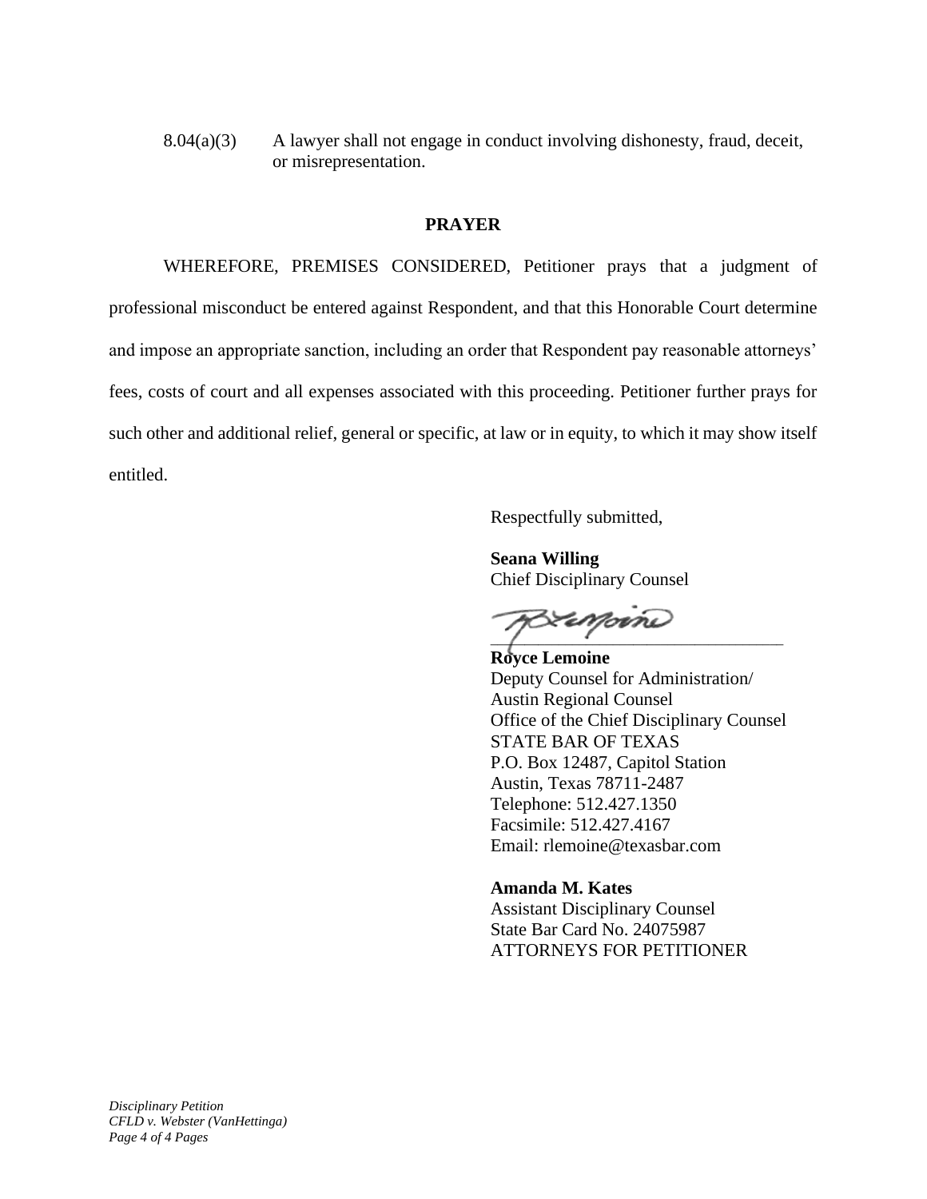8.04(a)(3) A lawyer shall not engage in conduct involving dishonesty, fraud, deceit, or misrepresentation.

## PRAYER

WHEREFORE, PREMISES CONSIDERED, Petitioner prays that a judgment of professional misconduct be entered against Respondent, and that this Honorable Court determine and impose an appropriate sanction, including an order that Respondent pay reasonable attorneys' fees, costs of court and all expenses associated with this proceeding. Petitioner further prays for such other and additional relief, general or specific, at law or in equity, to which it may show itself entitled.

Respectfully submitted,

**Seana Willing**
Chief Disciplinary Counsel

_______________________________

**Royce Lemoine**
Deputy Counsel for Administration/
Austin Regional Counsel
Office of the Chief Disciplinary Counsel
STATE BAR OF TEXAS
P.O. Box 12487, Capitol Station
Austin, Texas 78711-2487
Telephone: 512.427.1350
Facsimile: 512.427.4167
Email: rlemoine@texasbar.com

**Amanda M. Kates**
Assistant Disciplinary Counsel
State Bar Card No. 24075987
ATTORNEYS FOR PETITIONER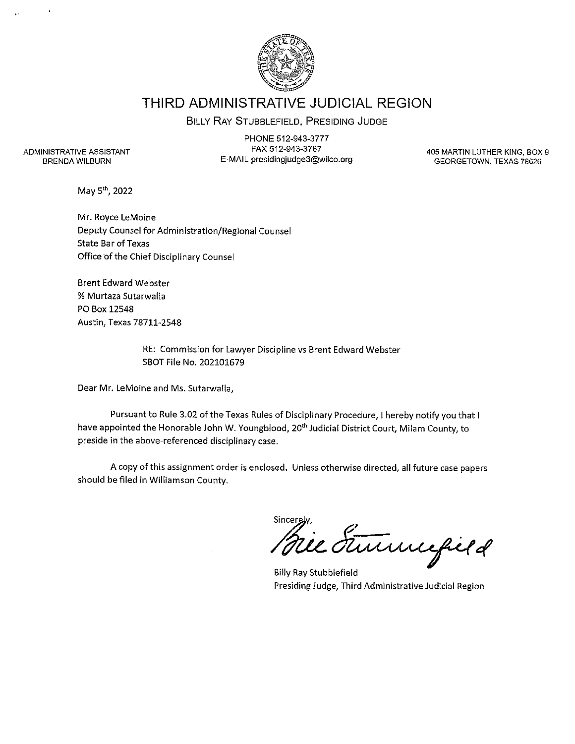# THIRD ADMINISTRATIVE JUDICIAL REGION

BILLY RAY STUBBLEFIELD, PRESIDING JUDGE

ADMINISTRATIVE ASSISTANT
BRENDA WILBURN

PHONE 512-943-3777
FAX 512-943-3767
E-MAIL presidingjudge3@wilco.org

405 MARTIN LUTHER KING, BOX 9
GEORGETOWN, TEXAS 78626

May 5th, 2022

Mr. Royce LeMoine
Deputy Counsel for Administration/Regional Counsel
State Bar of Texas
Office of the Chief Disciplinary Counsel

Brent Edward Webster
% Murtaza Sutarwalla
PO Box 12548
Austin, Texas 78711-2548

RE: Commission for Lawyer Discipline vs Brent Edward Webster
SBOT File No. 202101679

Dear Mr. LeMoine and Ms. Sutarwalla,

Pursuant to Rule 3.02 of the Texas Rules of Disciplinary Procedure, I hereby notify you that I have appointed the Honorable John W. Youngblood, 20th Judicial District Court, Milam County, to preside in the above-referenced disciplinary case.

A copy of this assignment order is enclosed. Unless otherwise directed, all future case papers should be filed in Williamson County.

Sincerely,

Billy Ray Stubblefield
Presiding Judge, Third Administrative Judicial Region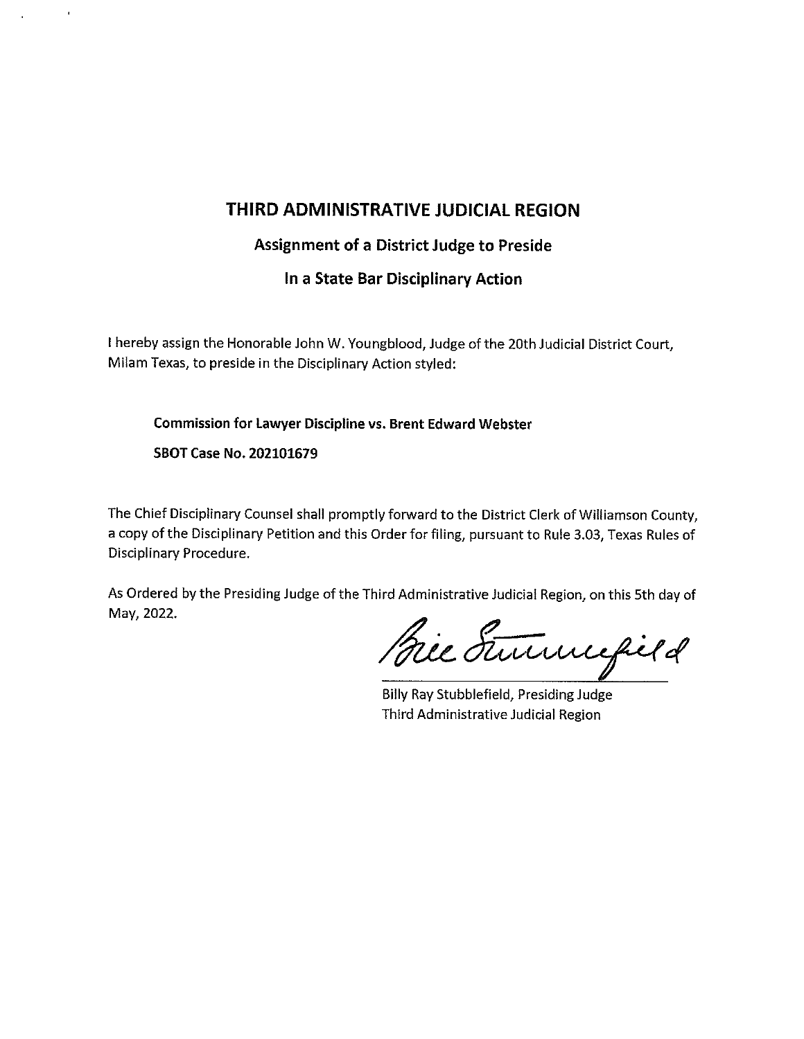## THIRD ADMINISTRATIVE JUDICIAL REGION

### Assignment of a District Judge to Preside

### In a State Bar Disciplinary Action

I hereby assign the Honorable John W. Youngblood, Judge of the 20th Judicial District Court, Milam Texas, to preside in the Disciplinary Action styled:

**Commission for Lawyer Discipline vs. Brent Edward Webster**

**SBOT Case No. 202101679**

The Chief Disciplinary Counsel shall promptly forward to the District Clerk of Williamson County, a copy of the Disciplinary Petition and this Order for filing, pursuant to Rule 3.03, Texas Rules of Disciplinary Procedure.

As Ordered by the Presiding Judge of the Third Administrative Judicial Region, on this 5th day of May, 2022.

Billie Stubblefield

Billy Ray Stubblefield, Presiding Judge
Third Administrative Judicial Region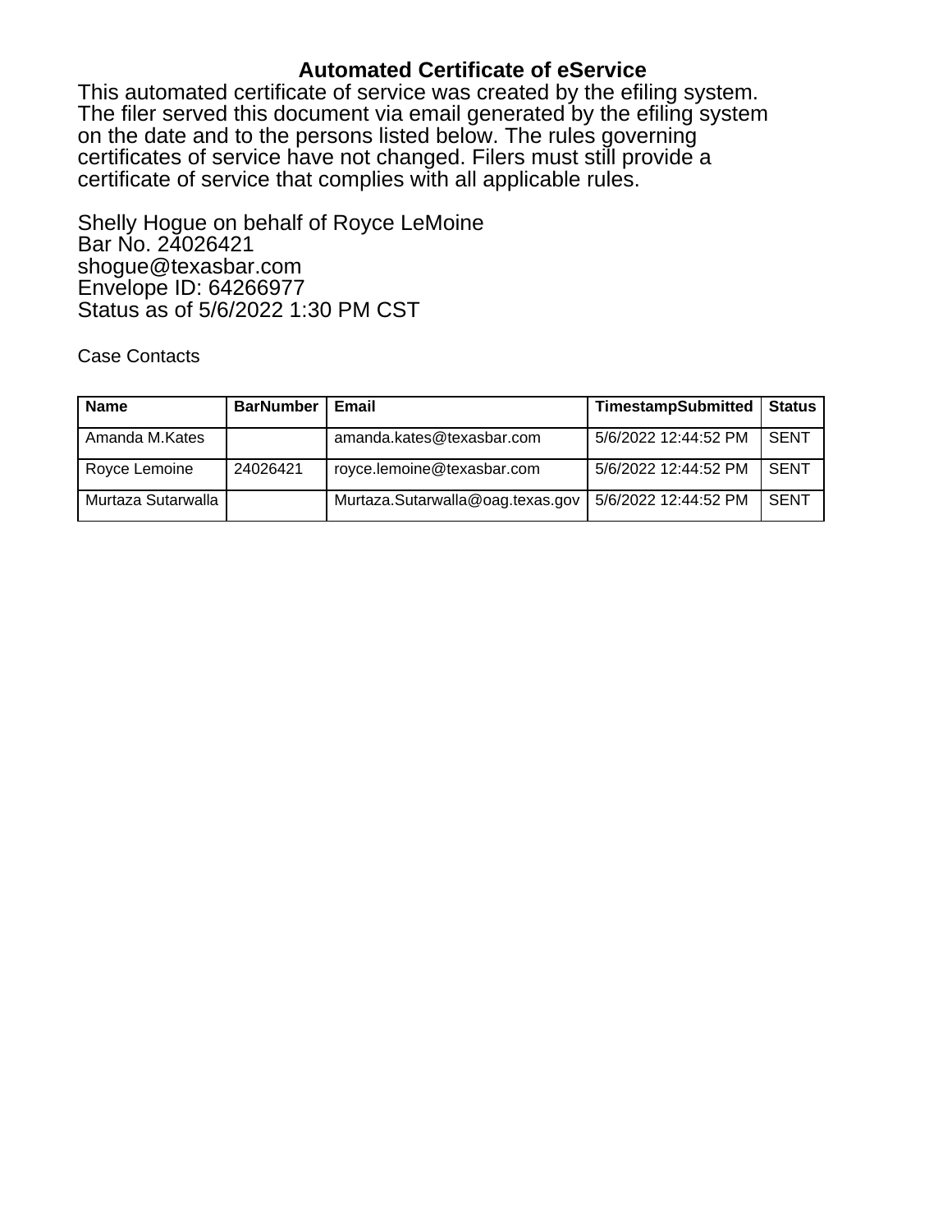## Automated Certificate of eService

This automated certificate of service was created by the efiling system. The filer served this document via email generated by the efiling system on the date and to the persons listed below. The rules governing certificates of service have not changed. Filers must still provide a certificate of service that complies with all applicable rules.

Shelly Hogue on behalf of Royce LeMoine
Bar No. 24026421
shogue@texasbar.com
Envelope ID: 64266977
Status as of 5/6/2022 1:30 PM CST

Case Contacts

| Name | BarNumber | Email | TimestampSubmitted | Status |
|---|---|---|---|---|
| Amanda M.Kates | | amanda.kates@texasbar.com | 5/6/2022 12:44:52 PM | SENT |
| Royce Lemoine | 24026421 | royce.lemoine@texasbar.com | 5/6/2022 12:44:52 PM | SENT |
| Murtaza Sutarwalla | | Murtaza.Sutarwalla@oag.texas.gov | 5/6/2022 12:44:52 PM | SENT |